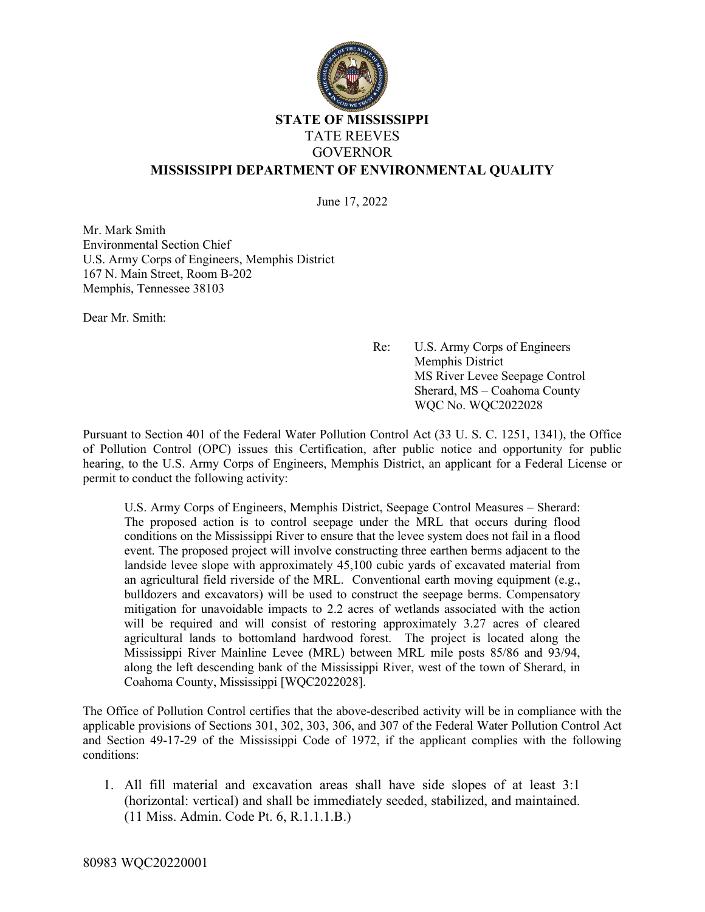**STATE OF MISSISSIPPI**
TATE REEVES
GOVERNOR
**MISSISSIPPI DEPARTMENT OF ENVIRONMENTAL QUALITY**

June 17, 2022

Mr. Mark Smith
Environmental Section Chief
U.S. Army Corps of Engineers, Memphis District
167 N. Main Street, Room B-202
Memphis, Tennessee 38103

Dear Mr. Smith:

Re: U.S. Army Corps of Engineers
Memphis District
MS River Levee Seepage Control
Sherard, MS – Coahoma County
WQC No. WQC2022028

Pursuant to Section 401 of the Federal Water Pollution Control Act (33 U. S. C. 1251, 1341), the Office of Pollution Control (OPC) issues this Certification, after public notice and opportunity for public hearing, to the U.S. Army Corps of Engineers, Memphis District, an applicant for a Federal License or permit to conduct the following activity:

> U.S. Army Corps of Engineers, Memphis District, Seepage Control Measures – Sherard: The proposed action is to control seepage under the MRL that occurs during flood conditions on the Mississippi River to ensure that the levee system does not fail in a flood event. The proposed project will involve constructing three earthen berms adjacent to the landside levee slope with approximately 45,100 cubic yards of excavated material from an agricultural field riverside of the MRL. Conventional earth moving equipment (e.g., bulldozers and excavators) will be used to construct the seepage berms. Compensatory mitigation for unavoidable impacts to 2.2 acres of wetlands associated with the action will be required and will consist of restoring approximately 3.27 acres of cleared agricultural lands to bottomland hardwood forest. The project is located along the Mississippi River Mainline Levee (MRL) between MRL mile posts 85/86 and 93/94, along the left descending bank of the Mississippi River, west of the town of Sherard, in Coahoma County, Mississippi [WQC2022028].

The Office of Pollution Control certifies that the above-described activity will be in compliance with the applicable provisions of Sections 301, 302, 303, 306, and 307 of the Federal Water Pollution Control Act and Section 49-17-29 of the Mississippi Code of 1972, if the applicant complies with the following conditions:

1. All fill material and excavation areas shall have side slopes of at least 3:1 (horizontal: vertical) and shall be immediately seeded, stabilized, and maintained. (11 Miss. Admin. Code Pt. 6, R.1.1.1.B.)

80983 WQC20220001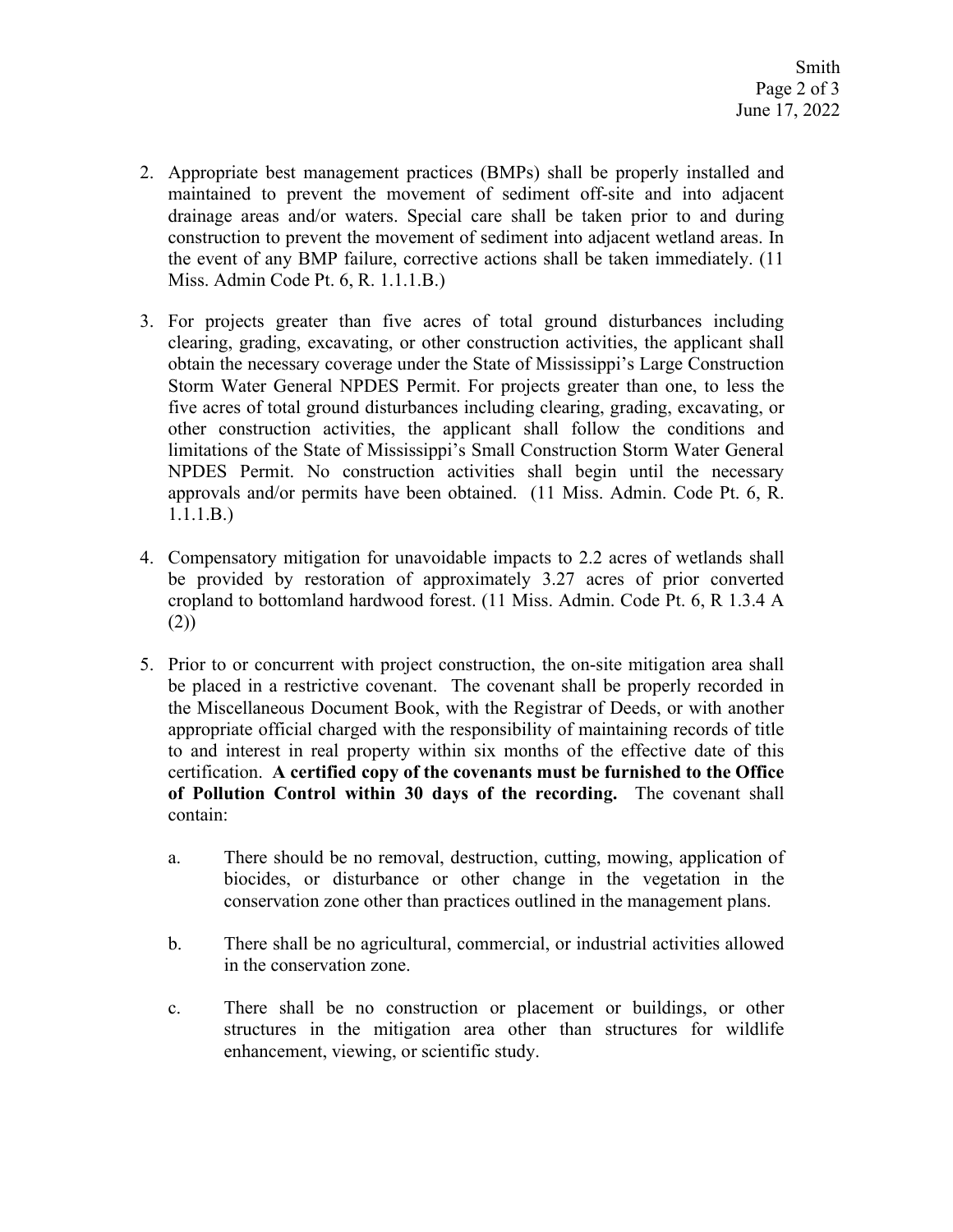2. Appropriate best management practices (BMPs) shall be properly installed and maintained to prevent the movement of sediment off-site and into adjacent drainage areas and/or waters. Special care shall be taken prior to and during construction to prevent the movement of sediment into adjacent wetland areas. In the event of any BMP failure, corrective actions shall be taken immediately. (11 Miss. Admin Code Pt. 6, R. 1.1.1.B.)

3. For projects greater than five acres of total ground disturbances including clearing, grading, excavating, or other construction activities, the applicant shall obtain the necessary coverage under the State of Mississippi's Large Construction Storm Water General NPDES Permit. For projects greater than one, to less the five acres of total ground disturbances including clearing, grading, excavating, or other construction activities, the applicant shall follow the conditions and limitations of the State of Mississippi's Small Construction Storm Water General NPDES Permit. No construction activities shall begin until the necessary approvals and/or permits have been obtained. (11 Miss. Admin. Code Pt. 6, R. 1.1.1.B.)

4. Compensatory mitigation for unavoidable impacts to 2.2 acres of wetlands shall be provided by restoration of approximately 3.27 acres of prior converted cropland to bottomland hardwood forest. (11 Miss. Admin. Code Pt. 6, R 1.3.4 A (2))

5. Prior to or concurrent with project construction, the on-site mitigation area shall be placed in a restrictive covenant. The covenant shall be properly recorded in the Miscellaneous Document Book, with the Registrar of Deeds, or with another appropriate official charged with the responsibility of maintaining records of title to and interest in real property within six months of the effective date of this certification. **A certified copy of the covenants must be furnished to the Office of Pollution Control within 30 days of the recording.** The covenant shall contain:

   a. There should be no removal, destruction, cutting, mowing, application of biocides, or disturbance or other change in the vegetation in the conservation zone other than practices outlined in the management plans.

   b. There shall be no agricultural, commercial, or industrial activities allowed in the conservation zone.

   c. There shall be no construction or placement or buildings, or other structures in the mitigation area other than structures for wildlife enhancement, viewing, or scientific study.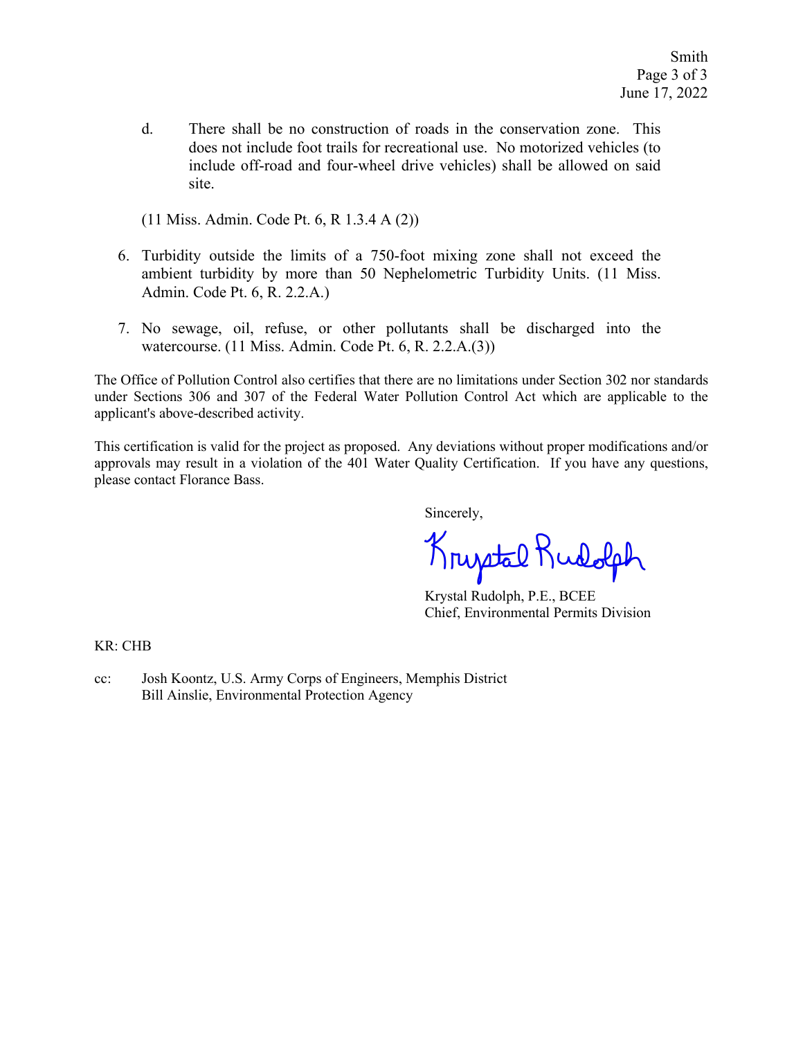d. There shall be no construction of roads in the conservation zone. This does not include foot trails for recreational use. No motorized vehicles (to include off-road and four-wheel drive vehicles) shall be allowed on said site.

(11 Miss. Admin. Code Pt. 6, R 1.3.4 A (2))

6. Turbidity outside the limits of a 750-foot mixing zone shall not exceed the ambient turbidity by more than 50 Nephelometric Turbidity Units. (11 Miss. Admin. Code Pt. 6, R. 2.2.A.)

7. No sewage, oil, refuse, or other pollutants shall be discharged into the watercourse. (11 Miss. Admin. Code Pt. 6, R. 2.2.A.(3))

The Office of Pollution Control also certifies that there are no limitations under Section 302 nor standards under Sections 306 and 307 of the Federal Water Pollution Control Act which are applicable to the applicant's above-described activity.

This certification is valid for the project as proposed. Any deviations without proper modifications and/or approvals may result in a violation of the 401 Water Quality Certification. If you have any questions, please contact Florance Bass.

Sincerely,

Krystal Rudolph

Krystal Rudolph, P.E., BCEE
Chief, Environmental Permits Division

KR: CHB

cc: Josh Koontz, U.S. Army Corps of Engineers, Memphis District
Bill Ainslie, Environmental Protection Agency